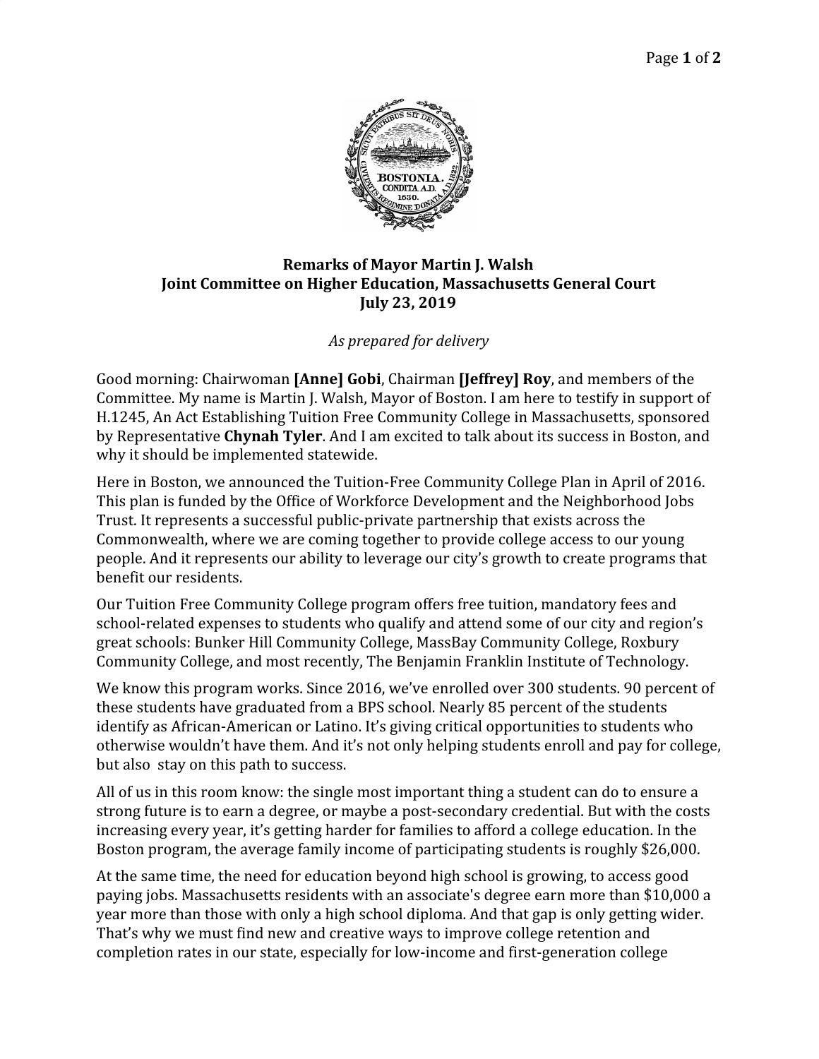**Remarks of Mayor Martin J. Walsh**
**Joint Committee on Higher Education, Massachusetts General Court**
**July 23, 2019**

*As prepared for delivery*

Good morning: Chairwoman **[Anne] Gobi**, Chairman **[Jeffrey] Roy**, and members of the Committee. My name is Martin J. Walsh, Mayor of Boston. I am here to testify in support of H.1245, An Act Establishing Tuition Free Community College in Massachusetts, sponsored by Representative **Chynah Tyler**. And I am excited to talk about its success in Boston, and why it should be implemented statewide.

Here in Boston, we announced the Tuition-Free Community College Plan in April of 2016. This plan is funded by the Office of Workforce Development and the Neighborhood Jobs Trust. It represents a successful public-private partnership that exists across the Commonwealth, where we are coming together to provide college access to our young people. And it represents our ability to leverage our city's growth to create programs that benefit our residents.

Our Tuition Free Community College program offers free tuition, mandatory fees and school-related expenses to students who qualify and attend some of our city and region's great schools: Bunker Hill Community College, MassBay Community College, Roxbury Community College, and most recently, The Benjamin Franklin Institute of Technology.

We know this program works. Since 2016, we've enrolled over 300 students. 90 percent of these students have graduated from a BPS school. Nearly 85 percent of the students identify as African-American or Latino. It's giving critical opportunities to students who otherwise wouldn't have them. And it's not only helping students enroll and pay for college, but also stay on this path to success.

All of us in this room know: the single most important thing a student can do to ensure a strong future is to earn a degree, or maybe a post-secondary credential. But with the costs increasing every year, it's getting harder for families to afford a college education. In the Boston program, the average family income of participating students is roughly $26,000.

At the same time, the need for education beyond high school is growing, to access good paying jobs. Massachusetts residents with an associate's degree earn more than $10,000 a year more than those with only a high school diploma. And that gap is only getting wider. That's why we must find new and creative ways to improve college retention and completion rates in our state, especially for low-income and first-generation college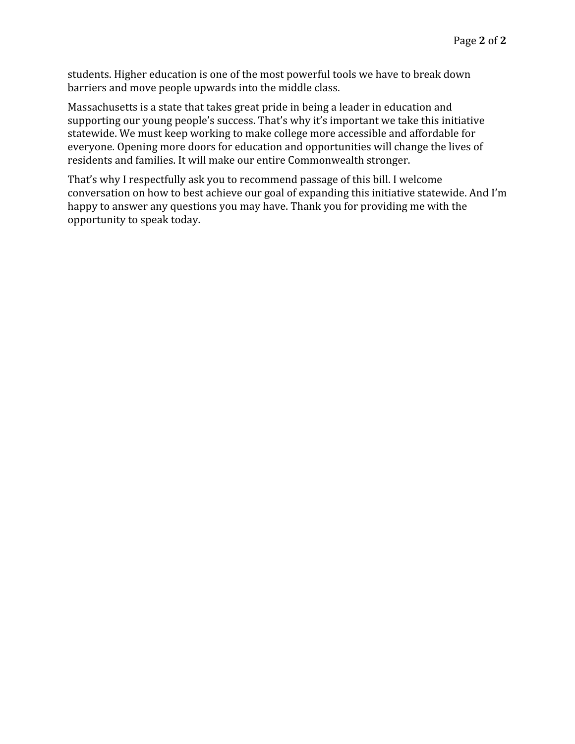students. Higher education is one of the most powerful tools we have to break down barriers and move people upwards into the middle class.

Massachusetts is a state that takes great pride in being a leader in education and supporting our young people's success. That's why it's important we take this initiative statewide. We must keep working to make college more accessible and affordable for everyone. Opening more doors for education and opportunities will change the lives of residents and families. It will make our entire Commonwealth stronger.

That's why I respectfully ask you to recommend passage of this bill. I welcome conversation on how to best achieve our goal of expanding this initiative statewide. And I'm happy to answer any questions you may have. Thank you for providing me with the opportunity to speak today.